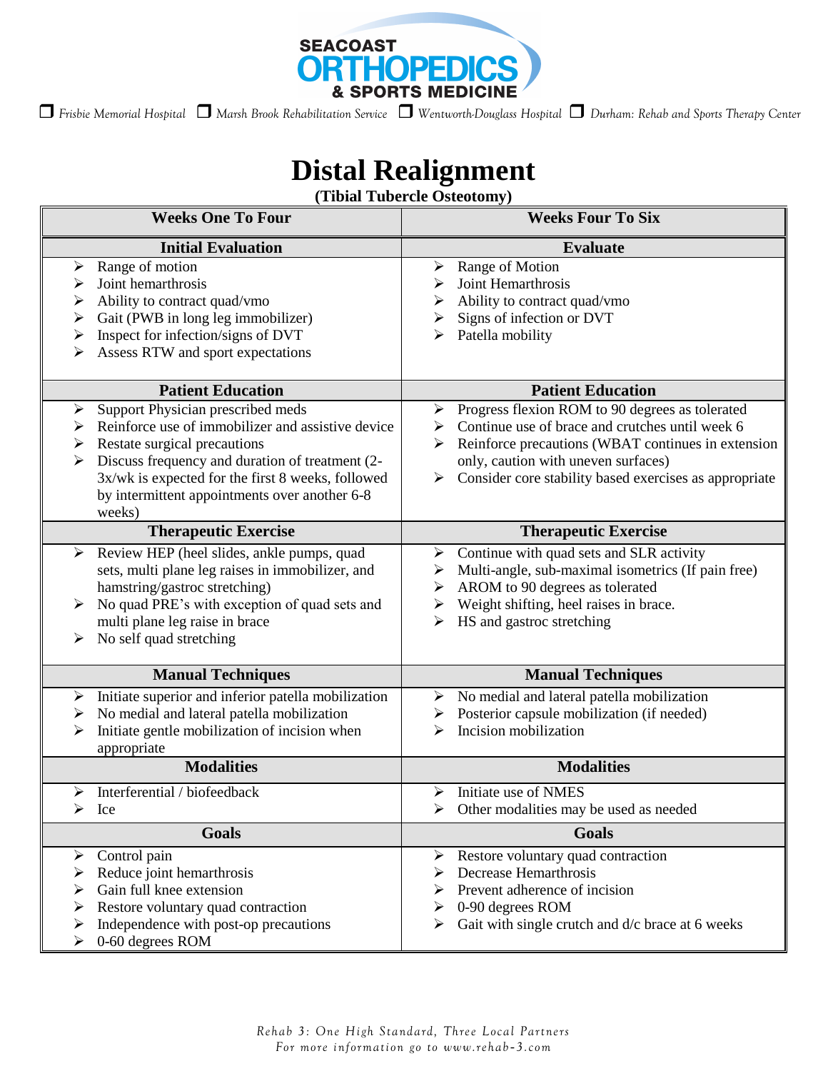SEACOAST ORTHOPEDICS & SPORTS MEDICINE

❑ Frisbie Memorial Hospital ❑ Marsh Brook Rehabilitation Service ❑ Wentworth-Douglass Hospital ❑ Durham: Rehab and Sports Therapy Center

# Distal Realignment

**(Tibial Tubercle Osteotomy)**

| Weeks One To Four | Weeks Four To Six |
|---|---|
| **Initial Evaluation** | **Evaluate** |
| ➢ Range of motion<br>➢ Joint hemarthrosis<br>➢ Ability to contract quad/vmo<br>➢ Gait (PWB in long leg immobilizer)<br>➢ Inspect for infection/signs of DVT<br>➢ Assess RTW and sport expectations | ➢ Range of Motion<br>➢ Joint Hemarthrosis<br>➢ Ability to contract quad/vmo<br>➢ Signs of infection or DVT<br>➢ Patella mobility |
| **Patient Education** | **Patient Education** |
| ➢ Support Physician prescribed meds<br>➢ Reinforce use of immobilizer and assistive device<br>➢ Restate surgical precautions<br>➢ Discuss frequency and duration of treatment (2-3x/wk is expected for the first 8 weeks, followed by intermittent appointments over another 6-8 weeks) | ➢ Progress flexion ROM to 90 degrees as tolerated<br>➢ Continue use of brace and crutches until week 6<br>➢ Reinforce precautions (WBAT continues in extension only, caution with uneven surfaces)<br>➢ Consider core stability based exercises as appropriate |
| **Therapeutic Exercise** | **Therapeutic Exercise** |
| ➢ Review HEP (heel slides, ankle pumps, quad sets, multi plane leg raises in immobilizer, and hamstring/gastroc stretching)<br>➢ No quad PRE's with exception of quad sets and multi plane leg raise in brace<br>➢ No self quad stretching | ➢ Continue with quad sets and SLR activity<br>➢ Multi-angle, sub-maximal isometrics (If pain free)<br>➢ AROM to 90 degrees as tolerated<br>➢ Weight shifting, heel raises in brace.<br>➢ HS and gastroc stretching |
| **Manual Techniques** | **Manual Techniques** |
| ➢ Initiate superior and inferior patella mobilization<br>➢ No medial and lateral patella mobilization<br>➢ Initiate gentle mobilization of incision when appropriate | ➢ No medial and lateral patella mobilization<br>➢ Posterior capsule mobilization (if needed)<br>➢ Incision mobilization |
| **Modalities** | **Modalities** |
| ➢ Interferential / biofeedback<br>➢ Ice | ➢ Initiate use of NMES<br>➢ Other modalities may be used as needed |
| **Goals** | **Goals** |
| ➢ Control pain<br>➢ Reduce joint hemarthrosis<br>➢ Gain full knee extension<br>➢ Restore voluntary quad contraction<br>➢ Independence with post-op precautions<br>➢ 0-60 degrees ROM | ➢ Restore voluntary quad contraction<br>➢ Decrease Hemarthrosis<br>➢ Prevent adherence of incision<br>➢ 0-90 degrees ROM<br>➢ Gait with single crutch and d/c brace at 6 weeks |

*Rehab 3: One High Standard, Three Local Partners*
*For more information go to www.rehab-3.com*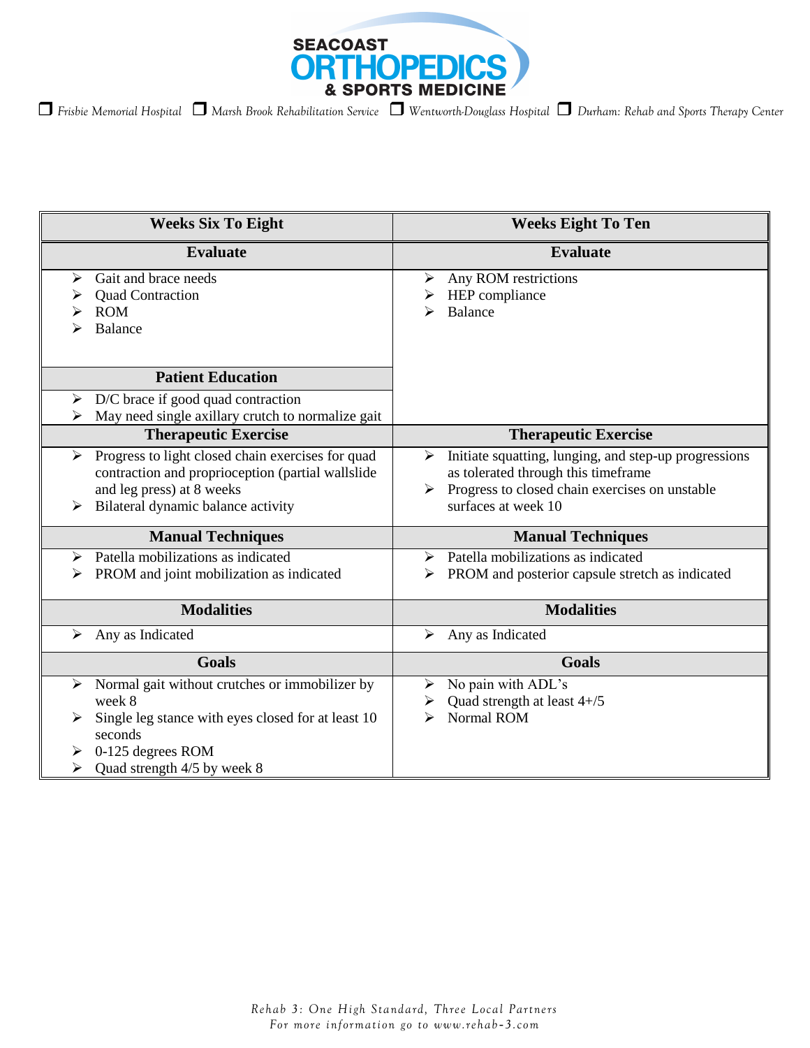**SEACOAST ORTHOPEDICS & SPORTS MEDICINE**

❒ *Frisbie Memorial Hospital* ❒ *Marsh Brook Rehabilitation Service* ❒ *Wentworth-Douglass Hospital* ❒ *Durham: Rehab and Sports Therapy Center*

| Weeks Six To Eight | Weeks Eight To Ten |
|---|---|
| **Evaluate** | **Evaluate** |
| ➢ Gait and brace needs<br>➢ Quad Contraction<br>➢ ROM<br>➢ Balance<br><br>**Patient Education**<br>➢ D/C brace if good quad contraction<br>➢ May need single axillary crutch to normalize gait | ➢ Any ROM restrictions<br>➢ HEP compliance<br>➢ Balance |
| **Therapeutic Exercise** | **Therapeutic Exercise** |
| ➢ Progress to light closed chain exercises for quad contraction and proprioception (partial wallslide and leg press) at 8 weeks<br>➢ Bilateral dynamic balance activity | ➢ Initiate squatting, lunging, and step-up progressions as tolerated through this timeframe<br>➢ Progress to closed chain exercises on unstable surfaces at week 10 |
| **Manual Techniques** | **Manual Techniques** |
| ➢ Patella mobilizations as indicated<br>➢ PROM and joint mobilization as indicated | ➢ Patella mobilizations as indicated<br>➢ PROM and posterior capsule stretch as indicated |
| **Modalities** | **Modalities** |
| ➢ Any as Indicated | ➢ Any as Indicated |
| **Goals** | **Goals** |
| ➢ Normal gait without crutches or immobilizer by week 8<br>➢ Single leg stance with eyes closed for at least 10 seconds<br>➢ 0-125 degrees ROM<br>➢ Quad strength 4/5 by week 8 | ➢ No pain with ADL's<br>➢ Quad strength at least 4+/5<br>➢ Normal ROM |

*Rehab 3: One High Standard, Three Local Partners*
*For more information go to www.rehab-3.com*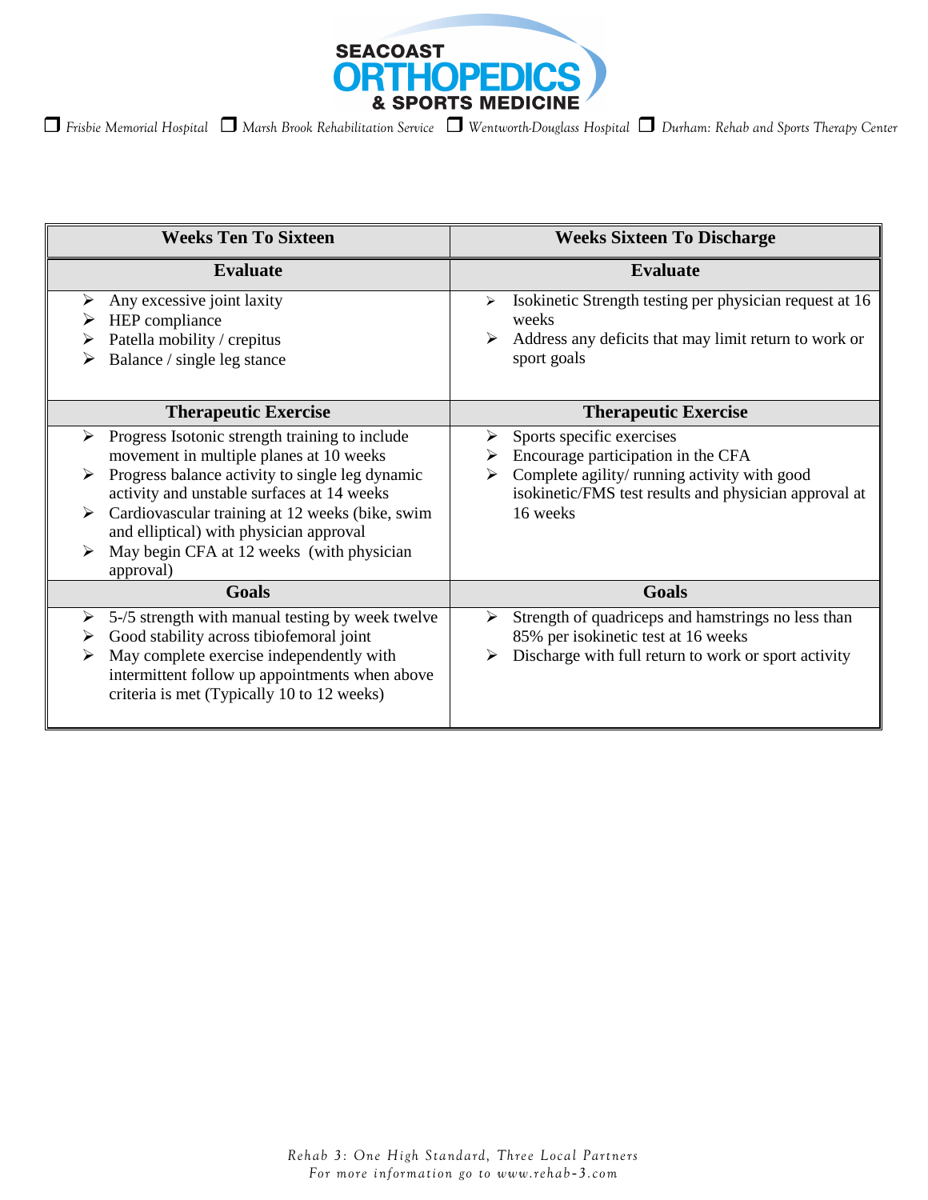SEACOAST ORTHOPEDICS & SPORTS MEDICINE

❐ *Frisbie Memorial Hospital* ❐ *Marsh Brook Rehabilitation Service* ❐ *Wentworth-Douglass Hospital* ❐ *Durham: Rehab and Sports Therapy Center*

| **Weeks Ten To Sixteen** | **Weeks Sixteen To Discharge** |
|---|---|
| **Evaluate** | **Evaluate** |
| ➢ Any excessive joint laxity<br>➢ HEP compliance<br>➢ Patella mobility / crepitus<br>➢ Balance / single leg stance | ➢ Isokinetic Strength testing per physician request at 16 weeks<br>➢ Address any deficits that may limit return to work or sport goals |
| **Therapeutic Exercise** | **Therapeutic Exercise** |
| ➢ Progress Isotonic strength training to include movement in multiple planes at 10 weeks<br>➢ Progress balance activity to single leg dynamic activity and unstable surfaces at 14 weeks<br>➢ Cardiovascular training at 12 weeks (bike, swim and elliptical) with physician approval<br>➢ May begin CFA at 12 weeks (with physician approval) | ➢ Sports specific exercises<br>➢ Encourage participation in the CFA<br>➢ Complete agility/ running activity with good isokinetic/FMS test results and physician approval at 16 weeks |
| **Goals** | **Goals** |
| ➢ 5-/5 strength with manual testing by week twelve<br>➢ Good stability across tibiofemoral joint<br>➢ May complete exercise independently with intermittent follow up appointments when above criteria is met (Typically 10 to 12 weeks) | ➢ Strength of quadriceps and hamstrings no less than 85% per isokinetic test at 16 weeks<br>➢ Discharge with full return to work or sport activity |

*Rehab 3: One High Standard, Three Local Partners*
*For more information go to www.rehab-3.com*